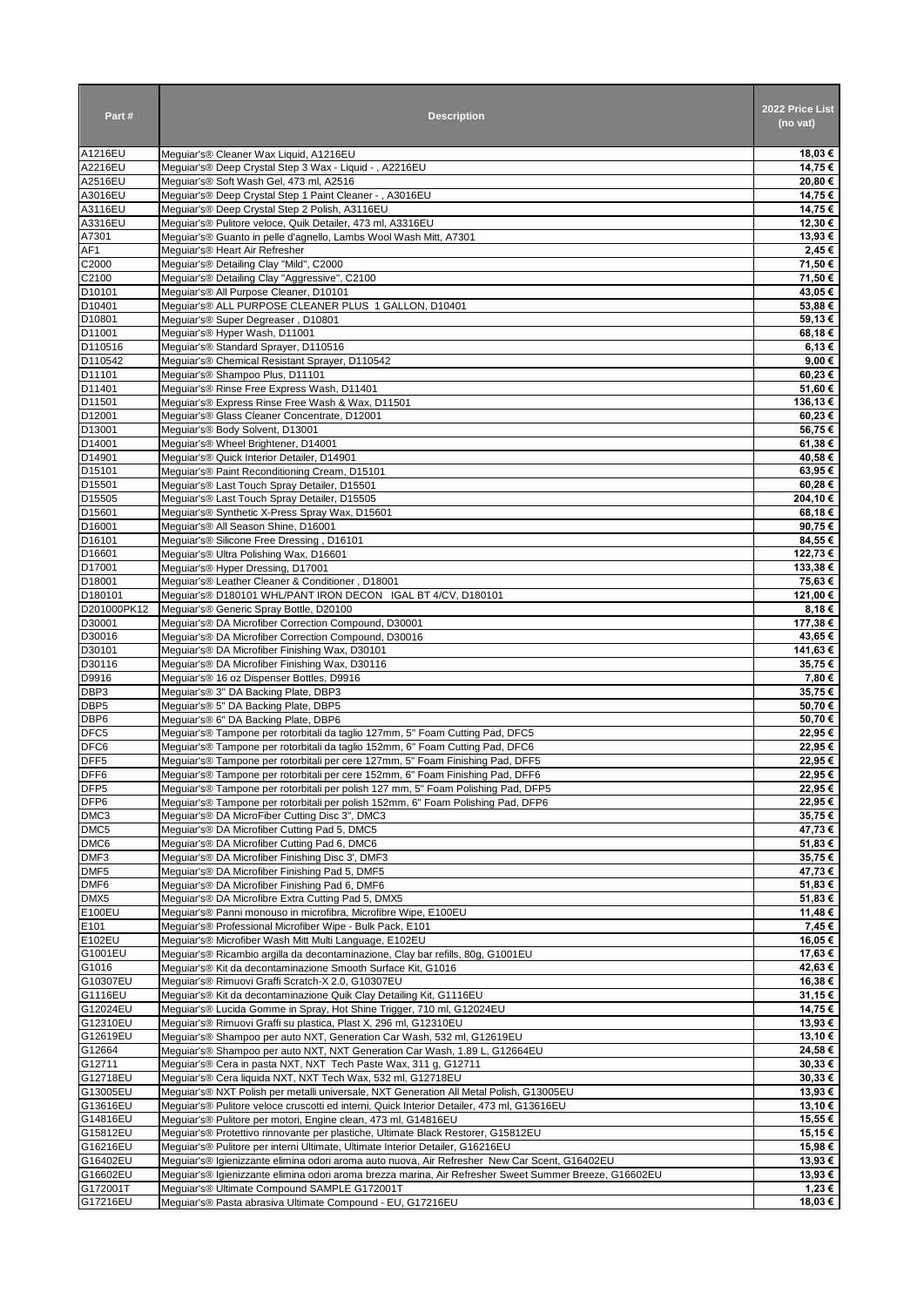| Part # | Description | 2022 Price List (no vat) |
|---|---|---|
| A1216EU | Meguiar's® Cleaner Wax Liquid, A1216EU | 18,03 € |
| A2216EU | Meguiar's® Deep Crystal Step 3 Wax - Liquid - , A2216EU | 14,75 € |
| A2516EU | Meguiar's® Soft Wash Gel, 473 ml, A2516 | 20,80 € |
| A3016EU | Meguiar's® Deep Crystal Step 1 Paint Cleaner - , A3016EU | 14,75 € |
| A3116EU | Meguiar's® Deep Crystal Step 2 Polish, A3116EU | 14,75 € |
| A3316EU | Meguiar's® Pulitore veloce, Quik Detailer, 473 ml, A3316EU | 12,30 € |
| A7301 | Meguiar's® Guanto in pelle d'agnello, Lambs Wool Wash Mitt, A7301 | 13,93 € |
| AF1 | Meguiar's® Heart Air Refresher | 2,45 € |
| C2000 | Meguiar's® Detailing Clay "Mild", C2000 | 71,50 € |
| C2100 | Meguiar's® Detailing Clay "Aggressive", C2100 | 71,50 € |
| D10101 | Meguiar's® All Purpose Cleaner, D10101 | 43,05 € |
| D10401 | Meguiar's® ALL PURPOSE CLEANER PLUS 1 GALLON, D10401 | 53,88 € |
| D10801 | Meguiar's® Super Degreaser , D10801 | 59,13 € |
| D11001 | Meguiar's® Hyper Wash, D11001 | 68,18 € |
| D110516 | Meguiar's® Standard Sprayer, D110516 | 6,13 € |
| D110542 | Meguiar's® Chemical Resistant Sprayer, D110542 | 9,00 € |
| D11101 | Meguiar's® Shampoo Plus, D11101 | 60,23 € |
| D11401 | Meguiar's® Rinse Free Express Wash, D11401 | 51,60 € |
| D11501 | Meguiar's® Express Rinse Free Wash & Wax, D11501 | 136,13 € |
| D12001 | Meguiar's® Glass Cleaner Concentrate, D12001 | 60,23 € |
| D13001 | Meguiar's® Body Solvent, D13001 | 56,75 € |
| D14001 | Meguiar's® Wheel Brightener, D14001 | 61,38 € |
| D14901 | Meguiar's® Quick Interior Detailer, D14901 | 40,58 € |
| D15101 | Meguiar's® Paint Reconditioning Cream, D15101 | 63,95 € |
| D15501 | Meguiar's® Last Touch Spray Detailer, D15501 | 60,28 € |
| D15505 | Meguiar's® Last Touch Spray Detailer, D15505 | 204,10 € |
| D15601 | Meguiar's® Synthetic X-Press Spray Wax, D15601 | 68,18 € |
| D16001 | Meguiar's® All Season Shine, D16001 | 90,75 € |
| D16101 | Meguiar's® Silicone Free Dressing , D16101 | 84,55 € |
| D16601 | Meguiar's® Ultra Polishing Wax, D16601 | 122,73 € |
| D17001 | Meguiar's® Hyper Dressing, D17001 | 133,38 € |
| D18001 | Meguiar's® Leather Cleaner & Conditioner , D18001 | 75,63 € |
| D180101 | Meguiar's® D180101 WHL/PANT IRON DECON IGAL BT 4/CV, D180101 | 121,00 € |
| D201000PK12 | Meguiar's® Generic Spray Bottle, D20100 | 8,18 € |
| D30001 | Meguiar's® DA Microfiber Correction Compound, D30001 | 177,38 € |
| D30016 | Meguiar's® DA Microfiber Correction Compound, D30016 | 43,65 € |
| D30101 | Meguiar's® DA Microfiber Finishing Wax, D30101 | 141,63 € |
| D30116 | Meguiar's® DA Microfiber Finishing Wax, D30116 | 35,75 € |
| D9916 | Meguiar's® 16 oz Dispenser Bottles, D9916 | 7,80 € |
| DBP3 | Meguiar's® 3" DA Backing Plate, DBP3 | 35,75 € |
| DBP5 | Meguiar's® 5" DA Backing Plate, DBP5 | 50,70 € |
| DBP6 | Meguiar's® 6" DA Backing Plate, DBP6 | 50,70 € |
| DFC5 | Meguiar's® Tampone per rotorbitali da taglio 127mm, 5" Foam Cutting Pad, DFC5 | 22,95 € |
| DFC6 | Meguiar's® Tampone per rotorbitali da taglio 152mm, 6" Foam Cutting Pad, DFC6 | 22,95 € |
| DFF5 | Meguiar's® Tampone per rotorbitali per cere 127mm, 5" Foam Finishing Pad, DFF5 | 22,95 € |
| DFF6 | Meguiar's® Tampone per rotorbitali per cere 152mm, 6" Foam Finishing Pad, DFF6 | 22,95 € |
| DFP5 | Meguiar's® Tampone per rotorbitali per polish 127 mm, 5" Foam Polishing Pad, DFP5 | 22,95 € |
| DFP6 | Meguiar's® Tampone per rotorbitali per polish 152mm, 6" Foam Polishing Pad, DFP6 | 22,95 € |
| DMC3 | Meguiar's® DA MicroFiber Cutting Disc 3", DMC3 | 35,75 € |
| DMC5 | Meguiar's® DA Microfiber Cutting Pad 5, DMC5 | 47,73 € |
| DMC6 | Meguiar's® DA Microfiber Cutting Pad 6, DMC6 | 51,83 € |
| DMF3 | Meguiar's® DA Microfiber Finishing Disc 3', DMF3 | 35,75 € |
| DMF5 | Meguiar's® DA Microfiber Finishing Pad 5, DMF5 | 47,73 € |
| DMF6 | Meguiar's® DA Microfiber Finishing Pad 6, DMF6 | 51,83 € |
| DMX5 | Meguiar's® DA Microfibre Extra Cutting Pad 5, DMX5 | 51,83 € |
| E100EU | Meguiar's® Panni monouso in microfibra, Microfibre Wipe, E100EU | 11,48 € |
| E101 | Meguiar's® Professional Microfiber Wipe - Bulk Pack, E101 | 7,45 € |
| E102EU | Meguiar's® Microfiber Wash Mitt Multi Language, E102EU | 16,05 € |
| G1001EU | Meguiar's® Ricambio argilla da decontaminazione, Clay bar refills, 80g, G1001EU | 17,63 € |
| G1016 | Meguiar's® Kit da decontaminazione Smooth Surface Kit, G1016 | 42,63 € |
| G10307EU | Meguiar's® Rimuovi Graffi Scratch-X 2.0, G10307EU | 16,38 € |
| G1116EU | Meguiar's® Kit da decontaminazione Quik Clay Detailing Kit, G1116EU | 31,15 € |
| G12024EU | Meguiar's® Lucida Gomme in Spray, Hot Shine Trigger, 710 ml, G12024EU | 14,75 € |
| G12310EU | Meguiar's® Rimuovi Graffi su plastica, Plast X, 296 ml, G12310EU | 13,93 € |
| G12619EU | Meguiar's® Shampoo per auto NXT, Generation Car Wash, 532 ml, G12619EU | 13,10 € |
| G12664 | Meguiar's® Shampoo per auto NXT, NXT Generation Car Wash, 1.89 L, G12664EU | 24,58 € |
| G12711 | Meguiar's® Cera in pasta NXT, NXT Tech Paste Wax, 311 g, G12711 | 30,33 € |
| G12718EU | Meguiar's® Cera liquida NXT, NXT Tech Wax, 532 ml, G12718EU | 30,33 € |
| G13005EU | Meguiar's® NXT Polish per metalli universale, NXT Generation All Metal Polish, G13005EU | 13,93 € |
| G13616EU | Meguiar's® Pulitore veloce cruscotti ed interni, Quick Interior Detailer, 473 ml, G13616EU | 13,10 € |
| G14816EU | Meguiar's® Pulitore per motori, Engine clean, 473 ml, G14816EU | 15,55 € |
| G15812EU | Meguiar's® Protettivo rinnovante per plastiche, Ultimate Black Restorer, G15812EU | 15,15 € |
| G16216EU | Meguiar's® Pulitore per interni Ultimate, Ultimate Interior Detailer, G16216EU | 15,98 € |
| G16402EU | Meguiar's® Igienizzante elimina odori aroma auto nuova, Air Refresher New Car Scent, G16402EU | 13,93 € |
| G16602EU | Meguiar's® Igienizzante elimina odori aroma brezza marina, Air Refresher Sweet Summer Breeze, G16602EU | 13,93 € |
| G172001T | Meguiar's® Ultimate Compound SAMPLE G172001T | 1,23 € |
| G17216EU | Meguiar's® Pasta abrasiva Ultimate Compound - EU, G17216EU | 18,03 € |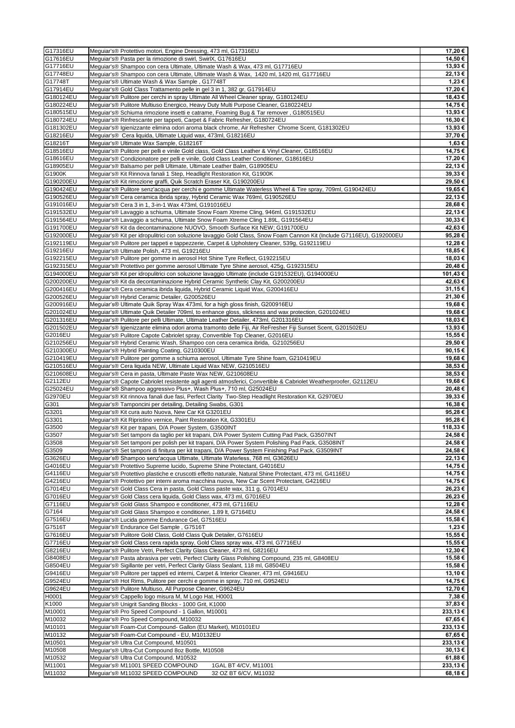| | | |
|---|---|---|
| G17316EU | Meguiar's® Protettivo motori, Engine Dressing, 473 ml, G17316EU | 17,20 € |
| G17616EU | Meguiar's® Pasta per la rimozione di swirl, SwirlX, G17616EU | 14,50 € |
| G17716EU | Meguiar's® Shampoo con cera Ultimate, Ultimate Wash & Wax, 473 ml, G17716EU | 13,93 € |
| G17748EU | Meguiar's® Shampoo con cera Ultimate, Ultimate Wash & Wax, 1420 ml, 1420 ml, G17716EU | 22,13 € |
| G17748T | Meguiar's® Ultimate Wash & Wax Sample , G17748T | 1,23 € |
| G17914EU | Meguiar's® Gold Class Trattamento pelle in gel 3 in 1, 382 gr, G17914EU | 17,20 € |
| G180124EU | Meguiar's® Pulitore per cerchi in spray Ultimate All Wheel Cleaner spray, G180124EU | 18,43 € |
| G180224EU | Meguiar's® Pulitore Multiuso Energico, Heavy Duty Multi Purpose Cleaner, G180224EU | 14,75 € |
| G180515EU | Meguiar's® Schiuma rimozione insetti e catrame, Foaming Bug & Tar remover , G180515EU | 13,93 € |
| G180724EU | Meguiar's® Rinfrescante per tappeti, Carpet & Fabric Refresher, G180724EU | 16,30 € |
| G181302EU | Meguiar's® Igienizzante elimina odori aroma black chrome, Air Refresher Chrome Scent, G181302EU | 13,93 € |
| G18216EU | Meguiar's® Cera liquida, Ultimate Liquid wax, 473ml, G18216EU | 37,70 € |
| G18216T | Meguiar's® Ultimate Wax Sample, G18216T | 1,63 € |
| G18516EU | Meguiar's® Pulitore per pelli e vinile Gold class, Gold Class Leather & Vinyl Cleaner, G18516EU | 14,75 € |
| G18616EU | Meguiar's® Condizionatore per pelli e vinile, Gold Class Leather Conditioner, G18616EU | 17,20 € |
| G18905EU | Meguiar's® Balsamo per pelli Ultimate, Ultimate Leather Balm, G18905EU | 22,13 € |
| G1900K | Meguiar's® Kit Rinnova fanali 1 Step, Headlight Restoration Kit, G1900K | 39,33 € |
| G190200EU | Meguiar's® Kit rimozione graffi, Quik Scratch Eraser Kit, G190200EU | 29,50 € |
| G190424EU | Meguiar's® Pulitore senz'acqua per cerchi e gomme Ultimate Waterless Wheel & Tire spray, 709ml, G190424EU | 19,65 € |
| G190526EU | Meguiar's® Cera ceramica ibrida spray, Hybrid Ceramic Wax 769ml, G190526EU | 22,13 € |
| G191016EU | Meguiar's® Cera 3 in 1, 3-in-1 Wax 473ml, G191016EU | 28,68 € |
| G191532EU | Meguiar's® Lavaggio a schiuma, Ultimate Snow Foam Xtreme Cling, 946ml, G191532EU | 22,13 € |
| G191564EU | Meguiar's® Lavaggio a schiuma, Ultimate Snow Foam Xtreme Cling 1.89L, G191564EU | 30,33 € |
| G191700EU | Meguiar's® Kit da decontaminazione NUOVO, Smooth Surface Kit NEW; G191700EU | 42,63 € |
| G192000EU | Meguiar's® Kit per idropulitrici con soluzione lavaggio Gold Class, Snow Foam Cannon Kit (Include G7116EU), G192000EU | 95,28 € |
| G192119EU | Meguiar's® Pulitore per tappeti e tappezzerie, Carpet & Upholstery Cleaner, 539g, G192119EU | 12,28 € |
| G19216EU | Meguiar's® Ultimate Polish, 473 ml, G19216EU | 18,85 € |
| G192215EU | Meguiar's® Pulitore per gomme in aerosol Hot Shine Tyre Reflect, G192215EU | 18,03 € |
| G192315EU | Meguiar's® Protettivo per gomme aerosol Ultimate Tyre Shine aerosol, 425g, G192315EU | 20,48 € |
| G194000EU | Meguiar's® Kit per idropulitrici con soluzione lavaggio Ultimate (include G191532EU), G194000EU | 101,43 € |
| G200200EU | Meguiar's® Kit da decontaminazione Hybrid Ceramic Synthetic Clay Kit, G200200EU | 42,63 € |
| G200416EU | Meguiar's® Cera ceramica ibrida liquida, Hybrid Ceramic Liquid Wax, G200416EU | 31,15 € |
| G200526EU | Meguiar's® Hybrid Ceramic Detailer, G200526EU | 21,30 € |
| G200916EU | Meguiar's® Ultimate Quik Spray Wax 473ml, for a high gloss finish, G200916EU | 19,68 € |
| G201024EU | Meguiar's® Ultimate Quik Detailer 709ml, to enhance gloss, slickness and wax protection, G201024EU | 19,68 € |
| G201316EU | Meguiar's® Pulitore per pelli Ultimate, Ultimate Leather Detailer, 473ml, G201316EU | 18,03 € |
| G201502EU | Meguiar's® Igienizzante elimina odori aroma tramonto delle Fiji, Air ReFresher Fiji Sunset Scent, G201502EU | 13,93 € |
| G2016EU | Meguiar's® Pulitore Capote Cabriolet spray, Convertible Top Cleaner, G2016EU | 15,55 € |
| G210256EU | Meguiar's® Hybrid Ceramic Wash, Shampoo con cera ceramica ibrida, G210256EU | 29,50 € |
| G210300EU | Meguiar's® Hybrid Painting Coating, G210300EU | 90,15 € |
| G210419EU | Meguiar's® Pulitore per gomme a schiuma aerosol, Ultimate Tyre Shine foam, G210419EU | 19,68 € |
| G210516EU | Meguiar's® Cera liquida NEW, Ultimate Liquid Wax NEW, G210516EU | 38,53 € |
| G210608EU | Meguiar's® Cera in pasta, Ultimate Paste Wax NEW, G210608EU | 38,53 € |
| G2112EU | Meguiar's® Capote Cabriolet resistente agli agenti atmosferici, Convertible & Cabriolet Weatherproofer, G2112EU | 19,68 € |
| G25024EU | Meguiar's® Shampoo aggressivo Plus+, Wash Plus+, 710 ml, G25024EU | 20,48 € |
| G2970EU | Meguiar's® Kit rinnova fanali due fasi, Perfect Clarity Two-Step Headlight Restoration Kit, G2970EU | 39,33 € |
| G301 | Meguiar's® Tamponcini per detailing, Detailing Swabs, G301 | 16,38 € |
| G3201 | Meguiar's® Kit cura auto Nuova, New Car Kit G3201EU | 95,28 € |
| G3301 | Meguiar's® Kit Ripristino vernice, Paint Restoration Kit, G3301EU | 95,28 € |
| G3500 | Meguiar's® Kit per trapani, D/A Power System, G3500INT | 118,33 € |
| G3507 | Meguiar's® Set tamponi da taglio per kit trapani, D/A Power System Cutting Pad Pack, G3507INT | 24,58 € |
| G3508 | Meguiar's® Set tamponi per polish per kit trapani, D/A Power System Polishing Pad Pack, G3508INT | 24,58 € |
| G3509 | Meguiar's® Set tamponi di finitura per kit trapani, D/A Power System Finishing Pad Pack, G3509INT | 24,58 € |
| G3626EU | Meguiar's® Shampoo senz'acqua Ultimate, Ultimate Waterless, 768 ml, G3626EU | 22,13 € |
| G4016EU | Meguiar's® Protettivo Supreme lucido, Supreme Shine Protectant, G4016EU | 14,75 € |
| G4116EU | Meguiar's® Protettivo plastiche e cruscotti effetto naturale, Natural Shine Protectant, 473 ml, G4116EU | 14,75 € |
| G4216EU | Meguiar's® Protettivo per interni aroma macchina nuova, New Car Scent Protectant, G4216EU | 14,75 € |
| G7014EU | Meguiar's® Gold Class Cera in pasta, Gold Class paste wax, 311 g, G7014EU | 26,23 € |
| G7016EU | Meguiar's® Gold Class cera liquida, Gold Class wax, 473 ml, G7016EU | 26,23 € |
| G7116EU | Meguiar's® Gold Glass Shampoo e conditioner, 473 ml, G7116EU | 12,28 € |
| G7164 | Meguiar's® Gold Glass Shampoo e conditioner, 1.89 lt, G7164EU | 24,58 € |
| G7516EU | Meguiar's® Lucida gomme Endurance Gel, G7516EU | 15,58 € |
| G7516T | Meguiar's® Endurance Gel Sample , G7516T | 1,23 € |
| G7616EU | Meguiar's® Pulitore Gold Class, Gold Class Quik Detailer, G7616EU | 15,55 € |
| G7716EU | Meguiar's® Gold Class cera rapida spray, Gold Class spray wax, 473 ml, G7716EU | 15,55 € |
| G8216EU | Meguiar's® Pulitore Vetri, Perfect Clarity Glass Cleaner, 473 ml, G8216EU | 12,30 € |
| G8408EU | Meguiar's® Pasta abrasiva per vetri, Perfect Clarity Glass Polishing Compound, 235 ml, G8408EU | 15,58 € |
| G8504EU | Meguiar's® Sigillante per vetri, Perfect Clarity Glass Sealant, 118 ml, G8504EU | 15,58 € |
| G9416EU | Meguiar's® Pulitore per tappeti ed interni, Carpet & Interior Cleaner, 473 ml, G9416EU | 13,10 € |
| G9524EU | Meguiar's® Hot Rims, Pulitore per cerchi e gomme in spray, 710 ml, G9524EU | 14,75 € |
| G9624EU | Meguiar's® Pulitore Multiuso, All Purpose Cleaner, G9624EU | 12,70 € |
| H0001 | Meguiar's® Cappello logo misura M, M Logo Hat, H0001 | 7,38 € |
| K1000 | Meguiar's® Unigrit Sanding Blocks - 1000 Grit, K1000 | 37,83 € |
| M10001 | Meguiar's® Pro Speed Compound - 1 Gallon, M10001 | 233,13 € |
| M10032 | Meguiar's® Pro Speed Compound, M10032 | 67,65 € |
| M10101 | Meguiar's® Foam-Cut Compound- Gallon (EU Market), M10101EU | 233,13 € |
| M10132 | Meguiar's® Foam-Cut Compound - EU, M10132EU | 67,65 € |
| M10501 | Meguiar's® Ultra Cut Compound, M10501 | 233,13 € |
| M10508 | Meguiar's® Ultra-Cut Compound 8oz Bottle, M10508 | 30,13 € |
| M10532 | Meguiar's® Ultra Cut Compound, M10532 | 61,88 € |
| M11001 | Meguiar's® M11001 SPEED COMPOUND 1GAL BT 4/CV, M11001 | 233,13 € |
| M11032 | Meguiar's® M11032 SPEED COMPOUND 32 OZ BT 6/CV, M11032 | 68,18 € |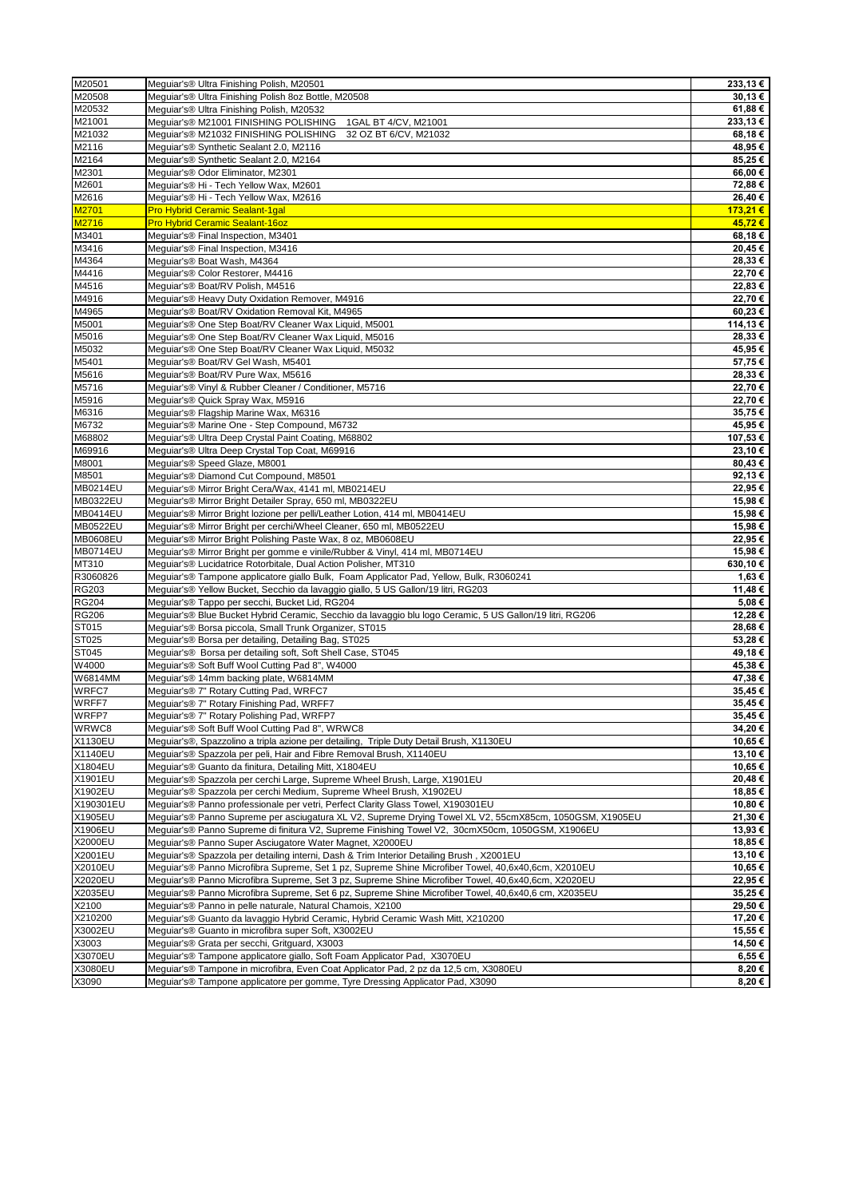| | | |
|---|---|---|
| M20501 | Meguiar's® Ultra Finishing Polish, M20501 | 233,13 € |
| M20508 | Meguiar's® Ultra Finishing Polish 8oz Bottle, M20508 | 30,13 € |
| M20532 | Meguiar's® Ultra Finishing Polish, M20532 | 61,88 € |
| M21001 | Meguiar's® M21001 FINISHING POLISHING 1GAL BT 4/CV, M21001 | 233,13 € |
| M21032 | Meguiar's® M21032 FINISHING POLISHING 32 OZ BT 6/CV, M21032 | 68,18 € |
| M2116 | Meguiar's® Synthetic Sealant 2.0, M2116 | 48,95 € |
| M2164 | Meguiar's® Synthetic Sealant 2.0, M2164 | 85,25 € |
| M2301 | Meguiar's® Odor Eliminator, M2301 | 66,00 € |
| M2601 | Meguiar's® Hi - Tech Yellow Wax, M2601 | 72,88 € |
| M2616 | Meguiar's® Hi - Tech Yellow Wax, M2616 | 26,40 € |
| M2701 | Pro Hybrid Ceramic Sealant-1gal | 173,21 € |
| M2716 | Pro Hybrid Ceramic Sealant-16oz | 45,72 € |
| M3401 | Meguiar's® Final Inspection, M3401 | 68,18 € |
| M3416 | Meguiar's® Final Inspection, M3416 | 20,45 € |
| M4364 | Meguiar's® Boat Wash, M4364 | 28,33 € |
| M4416 | Meguiar's® Color Restorer, M4416 | 22,70 € |
| M4516 | Meguiar's® Boat/RV Polish, M4516 | 22,83 € |
| M4916 | Meguiar's® Heavy Duty Oxidation Remover, M4916 | 22,70 € |
| M4965 | Meguiar's® Boat/RV Oxidation Removal Kit, M4965 | 60,23 € |
| M5001 | Meguiar's® One Step Boat/RV Cleaner Wax Liquid, M5001 | 114,13 € |
| M5016 | Meguiar's® One Step Boat/RV Cleaner Wax Liquid, M5016 | 28,33 € |
| M5032 | Meguiar's® One Step Boat/RV Cleaner Wax Liquid, M5032 | 45,95 € |
| M5401 | Meguiar's® Boat/RV Gel Wash, M5401 | 57,75 € |
| M5616 | Meguiar's® Boat/RV Pure Wax, M5616 | 28,33 € |
| M5716 | Meguiar's® Vinyl & Rubber Cleaner / Conditioner, M5716 | 22,70 € |
| M5916 | Meguiar's® Quick Spray Wax, M5916 | 22,70 € |
| M6316 | Meguiar's® Flagship Marine Wax, M6316 | 35,75 € |
| M6732 | Meguiar's® Marine One - Step Compound, M6732 | 45,95 € |
| M68802 | Meguiar's® Ultra Deep Crystal Paint Coating, M68802 | 107,53 € |
| M69916 | Meguiar's® Ultra Deep Crystal Top Coat, M69916 | 23,10 € |
| M8001 | Meguiar's® Speed Glaze, M8001 | 80,43 € |
| M8501 | Meguiar's® Diamond Cut Compound, M8501 | 92,13 € |
| MB0214EU | Meguiar's® Mirror Bright Cera/Wax, 4141 ml, MB0214EU | 22,95 € |
| MB0322EU | Meguiar's® Mirror Bright Detailer Spray, 650 ml, MB0322EU | 15,98 € |
| MB0414EU | Meguiar's® Mirror Bright lozione per pelli/Leather Lotion, 414 ml, MB0414EU | 15,98 € |
| MB0522EU | Meguiar's® Mirror Bright per cerchi/Wheel Cleaner, 650 ml, MB0522EU | 15,98 € |
| MB0608EU | Meguiar's® Mirror Bright Polishing Paste Wax, 8 oz, MB0608EU | 22,95 € |
| MB0714EU | Meguiar's® Mirror Bright per gomme e vinile/Rubber & Vinyl, 414 ml, MB0714EU | 15,98 € |
| MT310 | Meguiar's® Lucidatrice Rotorbitale, Dual Action Polisher, MT310 | 630,10 € |
| R3060826 | Meguiar's® Tampone applicatore giallo Bulk, Foam Applicator Pad, Yellow, Bulk, R3060241 | 1,63 € |
| RG203 | Meguiar's® Yellow Bucket, Secchio da lavaggio giallo, 5 US Gallon/19 litri, RG203 | 11,48 € |
| RG204 | Meguiar's® Tappo per secchi, Bucket Lid, RG204 | 5,08 € |
| RG206 | Meguiar's® Blue Bucket Hybrid Ceramic, Secchio da lavaggio blu logo Ceramic, 5 US Gallon/19 litri, RG206 | 12,28 € |
| ST015 | Meguiar's® Borsa piccola, Small Trunk Organizer, ST015 | 28,68 € |
| ST025 | Meguiar's® Borsa per detailing, Detailing Bag, ST025 | 53,28 € |
| ST045 | Meguiar's® Borsa per detailing soft, Soft Shell Case, ST045 | 49,18 € |
| W4000 | Meguiar's® Soft Buff Wool Cutting Pad 8", W4000 | 45,38 € |
| W6814MM | Meguiar's® 14mm backing plate, W6814MM | 47,38 € |
| WRFC7 | Meguiar's® 7" Rotary Cutting Pad, WRFC7 | 35,45 € |
| WRFF7 | Meguiar's® 7" Rotary Finishing Pad, WRFF7 | 35,45 € |
| WRFP7 | Meguiar's® 7" Rotary Polishing Pad, WRFP7 | 35,45 € |
| WRWC8 | Meguiar's® Soft Buff Wool Cutting Pad 8", WRWC8 | 34,20 € |
| X1130EU | Meguiar's®, Spazzolino a tripla azione per detailing, Triple Duty Detail Brush, X1130EU | 10,65 € |
| X1140EU | Meguiar's® Spazzola per peli, Hair and Fibre Removal Brush, X1140EU | 13,10 € |
| X1804EU | Meguiar's® Guanto da finitura, Detailing Mitt, X1804EU | 10,65 € |
| X1901EU | Meguiar's® Spazzola per cerchi Large, Supreme Wheel Brush, Large, X1901EU | 20,48 € |
| X1902EU | Meguiar's® Spazzola per cerchi Medium, Supreme Wheel Brush, X1902EU | 18,85 € |
| X190301EU | Meguiar's® Panno professionale per vetri, Perfect Clarity Glass Towel, X190301EU | 10,80 € |
| X1905EU | Meguiar's® Panno Supreme per asciugatura XL V2, Supreme Drying Towel XL V2, 55cmX85cm, 1050GSM, X1905EU | 21,30 € |
| X1906EU | Meguiar's® Panno Supreme di finitura V2, Supreme Finishing Towel V2, 30cmX50cm, 1050GSM, X1906EU | 13,93 € |
| X2000EU | Meguiar's® Panno Super Asciugatore Water Magnet, X2000EU | 18,85 € |
| X2001EU | Meguiar's® Spazzola per detailing interni, Dash & Trim Interior Detailing Brush , X2001EU | 13,10 € |
| X2010EU | Meguiar's® Panno Microfibra Supreme, Set 1 pz, Supreme Shine Microfiber Towel, 40,6x40,6cm, X2010EU | 10,65 € |
| X2020EU | Meguiar's® Panno Microfibra Supreme, Set 3 pz, Supreme Shine Microfiber Towel, 40,6x40,6cm, X2020EU | 22,95 € |
| X2035EU | Meguiar's® Panno Microfibra Supreme, Set 6 pz, Supreme Shine Microfiber Towel, 40,6x40,6 cm, X2035EU | 35,25 € |
| X2100 | Meguiar's® Panno in pelle naturale, Natural Chamois, X2100 | 29,50 € |
| X210200 | Meguiar's® Guanto da lavaggio Hybrid Ceramic, Hybrid Ceramic Wash Mitt, X210200 | 17,20 € |
| X3002EU | Meguiar's® Guanto in microfibra super Soft, X3002EU | 15,55 € |
| X3003 | Meguiar's® Grata per secchi, Gritguard, X3003 | 14,50 € |
| X3070EU | Meguiar's® Tampone applicatore giallo, Soft Foam Applicator Pad, X3070EU | 6,55 € |
| X3080EU | Meguiar's® Tampone in microfibra, Even Coat Applicator Pad, 2 pz da 12,5 cm, X3080EU | 8,20 € |
| X3090 | Meguiar's® Tampone applicatore per gomme, Tyre Dressing Applicator Pad, X3090 | 8,20 € |